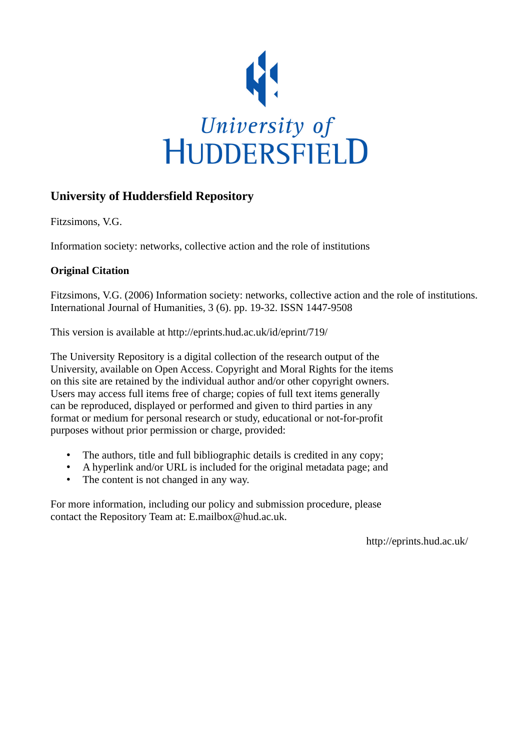University of HUDDERSFIELD

## University of Huddersfield Repository

Fitzsimons, V.G.

Information society: networks, collective action and the role of institutions

### Original Citation

Fitzsimons, V.G. (2006) Information society: networks, collective action and the role of institutions. International Journal of Humanities, 3 (6). pp. 19-32. ISSN 1447-9508

This version is available at http://eprints.hud.ac.uk/id/eprint/719/

The University Repository is a digital collection of the research output of the University, available on Open Access. Copyright and Moral Rights for the items on this site are retained by the individual author and/or other copyright owners. Users may access full items free of charge; copies of full text items generally can be reproduced, displayed or performed and given to third parties in any format or medium for personal research or study, educational or not-for-profit purposes without prior permission or charge, provided:

- The authors, title and full bibliographic details is credited in any copy;
- A hyperlink and/or URL is included for the original metadata page; and
- The content is not changed in any way.

For more information, including our policy and submission procedure, please contact the Repository Team at: E.mailbox@hud.ac.uk.

http://eprints.hud.ac.uk/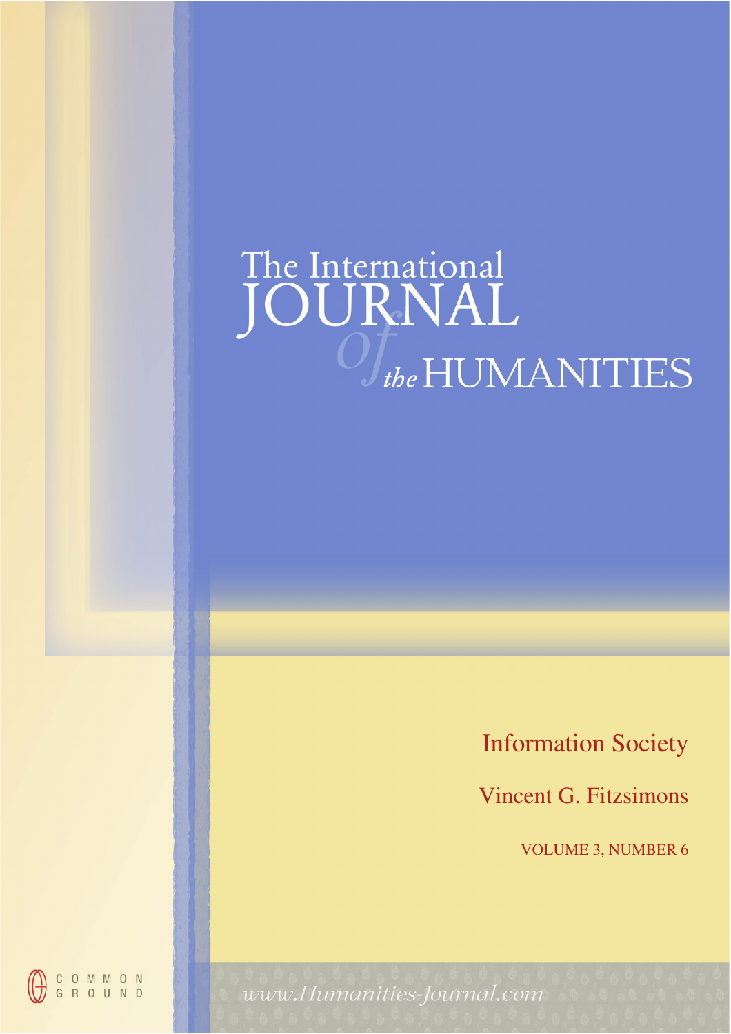The International
# JOURNAL of the HUMANITIES

## Information Society

Vincent G. Fitzsimons

VOLUME 3, NUMBER 6

COMMON GROUND

www.Humanities-Journal.com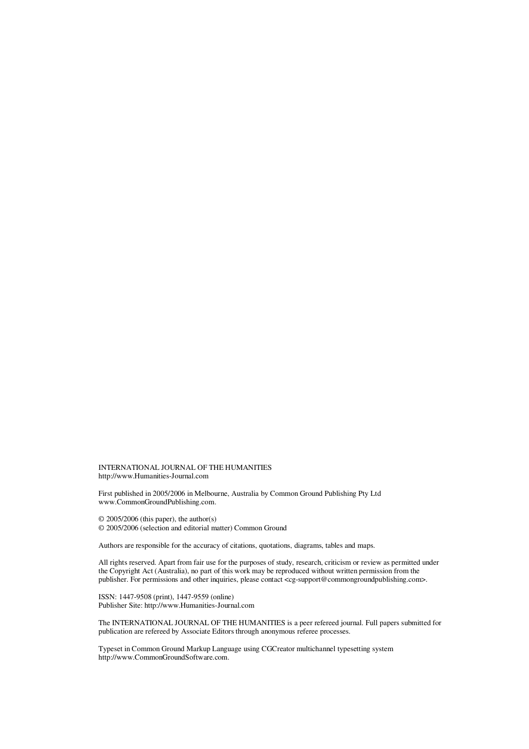INTERNATIONAL JOURNAL OF THE HUMANITIES
http://www.Humanities-Journal.com

First published in 2005/2006 in Melbourne, Australia by Common Ground Publishing Pty Ltd
www.CommonGroundPublishing.com.

© 2005/2006 (this paper), the author(s)
© 2005/2006 (selection and editorial matter) Common Ground

Authors are responsible for the accuracy of citations, quotations, diagrams, tables and maps.

All rights reserved. Apart from fair use for the purposes of study, research, criticism or review as permitted under the Copyright Act (Australia), no part of this work may be reproduced without written permission from the publisher. For permissions and other inquiries, please contact <cg-support@commongroundpublishing.com>.

ISSN: 1447-9508 (print), 1447-9559 (online)
Publisher Site: http://www.Humanities-Journal.com

The INTERNATIONAL JOURNAL OF THE HUMANITIES is a peer refereed journal. Full papers submitted for publication are refereed by Associate Editors through anonymous referee processes.

Typeset in Common Ground Markup Language using CGCreator multichannel typesetting system
http://www.CommonGroundSoftware.com.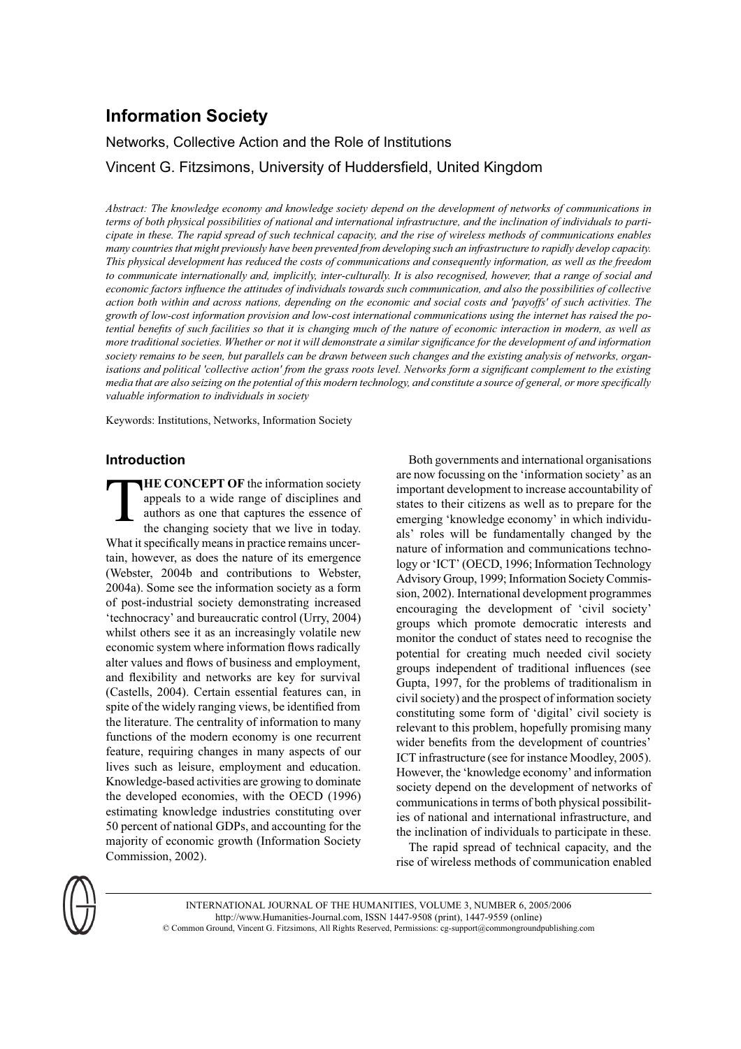# Information Society

## Networks, Collective Action and the Role of Institutions

Vincent G. Fitzsimons, University of Huddersfield, United Kingdom

*Abstract: The knowledge economy and knowledge society depend on the development of networks of communications in terms of both physical possibilities of national and international infrastructure, and the inclination of individuals to participate in these. The rapid spread of such technical capacity, and the rise of wireless methods of communications enables many countries that might previously have been prevented from developing such an infrastructure to rapidly develop capacity. This physical development has reduced the costs of communications and consequently information, as well as the freedom to communicate internationally and, implicitly, inter-culturally. It is also recognised, however, that a range of social and economic factors influence the attitudes of individuals towards such communication, and also the possibilities of collective action both within and across nations, depending on the economic and social costs and 'payoffs' of such activities. The growth of low-cost information provision and low-cost international communications using the internet has raised the potential benefits of such facilities so that it is changing much of the nature of economic interaction in modern, as well as more traditional societies. Whether or not it will demonstrate a similar significance for the development of and information society remains to be seen, but parallels can be drawn between such changes and the existing analysis of networks, organisations and political 'collective action' from the grass roots level. Networks form a significant complement to the existing media that are also seizing on the potential of this modern technology, and constitute a source of general, or more specifically valuable information to individuals in society*

Keywords: Institutions, Networks, Information Society

### Introduction

**THE CONCEPT OF** the information society appeals to a wide range of disciplines and authors as one that captures the essence of the changing society that we live in today. What it specifically means in practice remains uncertain, however, as does the nature of its emergence (Webster, 2004b and contributions to Webster, 2004a). Some see the information society as a form of post-industrial society demonstrating increased 'technocracy' and bureaucratic control (Urry, 2004) whilst others see it as an increasingly volatile new economic system where information flows radically alter values and flows of business and employment, and flexibility and networks are key for survival (Castells, 2004). Certain essential features can, in spite of the widely ranging views, be identified from the literature. The centrality of information to many functions of the modern economy is one recurrent feature, requiring changes in many aspects of our lives such as leisure, employment and education. Knowledge-based activities are growing to dominate the developed economies, with the OECD (1996) estimating knowledge industries constituting over 50 percent of national GDPs, and accounting for the majority of economic growth (Information Society Commission, 2002).

Both governments and international organisations are now focussing on the 'information society' as an important development to increase accountability of states to their citizens as well as to prepare for the emerging 'knowledge economy' in which individuals' roles will be fundamentally changed by the nature of information and communications technology or 'ICT' (OECD, 1996; Information Technology Advisory Group, 1999; Information Society Commission, 2002). International development programmes encouraging the development of 'civil society' groups which promote democratic interests and monitor the conduct of states need to recognise the potential for creating much needed civil society groups independent of traditional influences (see Gupta, 1997, for the problems of traditionalism in civil society) and the prospect of information society constituting some form of 'digital' civil society is relevant to this problem, hopefully promising many wider benefits from the development of countries' ICT infrastructure (see for instance Moodley, 2005). However, the 'knowledge economy' and information society depend on the development of networks of communications in terms of both physical possibilities of national and international infrastructure, and the inclination of individuals to participate in these.

The rapid spread of technical capacity, and the rise of wireless methods of communication enabled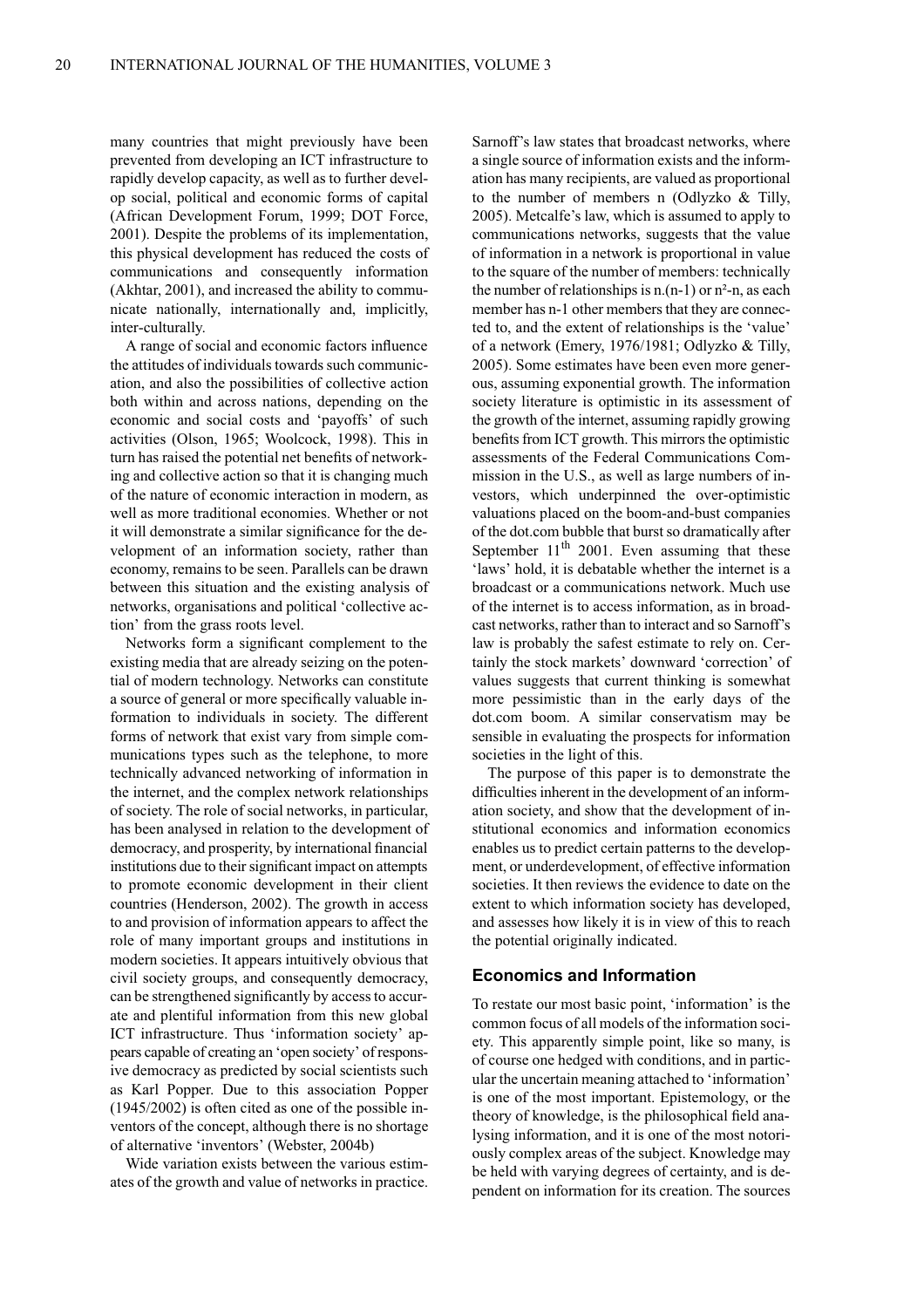many countries that might previously have been prevented from developing an ICT infrastructure to rapidly develop capacity, as well as to further develop social, political and economic forms of capital (African Development Forum, 1999; DOT Force, 2001). Despite the problems of its implementation, this physical development has reduced the costs of communications and consequently information (Akhtar, 2001), and increased the ability to communicate nationally, internationally and, implicitly, inter-culturally.

A range of social and economic factors influence the attitudes of individuals towards such communication, and also the possibilities of collective action both within and across nations, depending on the economic and social costs and 'payoffs' of such activities (Olson, 1965; Woolcock, 1998). This in turn has raised the potential net benefits of networking and collective action so that it is changing much of the nature of economic interaction in modern, as well as more traditional economies. Whether or not it will demonstrate a similar significance for the development of an information society, rather than economy, remains to be seen. Parallels can be drawn between this situation and the existing analysis of networks, organisations and political 'collective action' from the grass roots level.

Networks form a significant complement to the existing media that are already seizing on the potential of modern technology. Networks can constitute a source of general or more specifically valuable information to individuals in society. The different forms of network that exist vary from simple communications types such as the telephone, to more technically advanced networking of information in the internet, and the complex network relationships of society. The role of social networks, in particular, has been analysed in relation to the development of democracy, and prosperity, by international financial institutions due to their significant impact on attempts to promote economic development in their client countries (Henderson, 2002). The growth in access to and provision of information appears to affect the role of many important groups and institutions in modern societies. It appears intuitively obvious that civil society groups, and consequently democracy, can be strengthened significantly by access to accurate and plentiful information from this new global ICT infrastructure. Thus 'information society' appears capable of creating an 'open society' of responsive democracy as predicted by social scientists such as Karl Popper. Due to this association Popper (1945/2002) is often cited as one of the possible inventors of the concept, although there is no shortage of alternative 'inventors' (Webster, 2004b)

Wide variation exists between the various estimates of the growth and value of networks in practice. Sarnoff's law states that broadcast networks, where a single source of information exists and the information has many recipients, are valued as proportional to the number of members n (Odlyzko & Tilly, 2005). Metcalfe's law, which is assumed to apply to communications networks, suggests that the value of information in a network is proportional in value to the square of the number of members: technically the number of relationships is $n.(n-1)$ or $n^2-n$, as each member has n-1 other members that they are connected to, and the extent of relationships is the 'value' of a network (Emery, 1976/1981; Odlyzko & Tilly, 2005). Some estimates have been even more generous, assuming exponential growth. The information society literature is optimistic in its assessment of the growth of the internet, assuming rapidly growing benefits from ICT growth. This mirrors the optimistic assessments of the Federal Communications Commission in the U.S., as well as large numbers of investors, which underpinned the over-optimistic valuations placed on the boom-and-bust companies of the dot.com bubble that burst so dramatically after September 11th 2001. Even assuming that these 'laws' hold, it is debatable whether the internet is a broadcast or a communications network. Much use of the internet is to access information, as in broadcast networks, rather than to interact and so Sarnoff's law is probably the safest estimate to rely on. Certainly the stock markets' downward 'correction' of values suggests that current thinking is somewhat more pessimistic than in the early days of the dot.com boom. A similar conservatism may be sensible in evaluating the prospects for information societies in the light of this.

The purpose of this paper is to demonstrate the difficulties inherent in the development of an information society, and show that the development of institutional economics and information economics enables us to predict certain patterns to the development, or underdevelopment, of effective information societies. It then reviews the evidence to date on the extent to which information society has developed, and assesses how likely it is in view of this to reach the potential originally indicated.

## Economics and Information

To restate our most basic point, 'information' is the common focus of all models of the information society. This apparently simple point, like so many, is of course one hedged with conditions, and in particular the uncertain meaning attached to 'information' is one of the most important. Epistemology, or the theory of knowledge, is the philosophical field analysing information, and it is one of the most notoriously complex areas of the subject. Knowledge may be held with varying degrees of certainty, and is dependent on information for its creation. The sources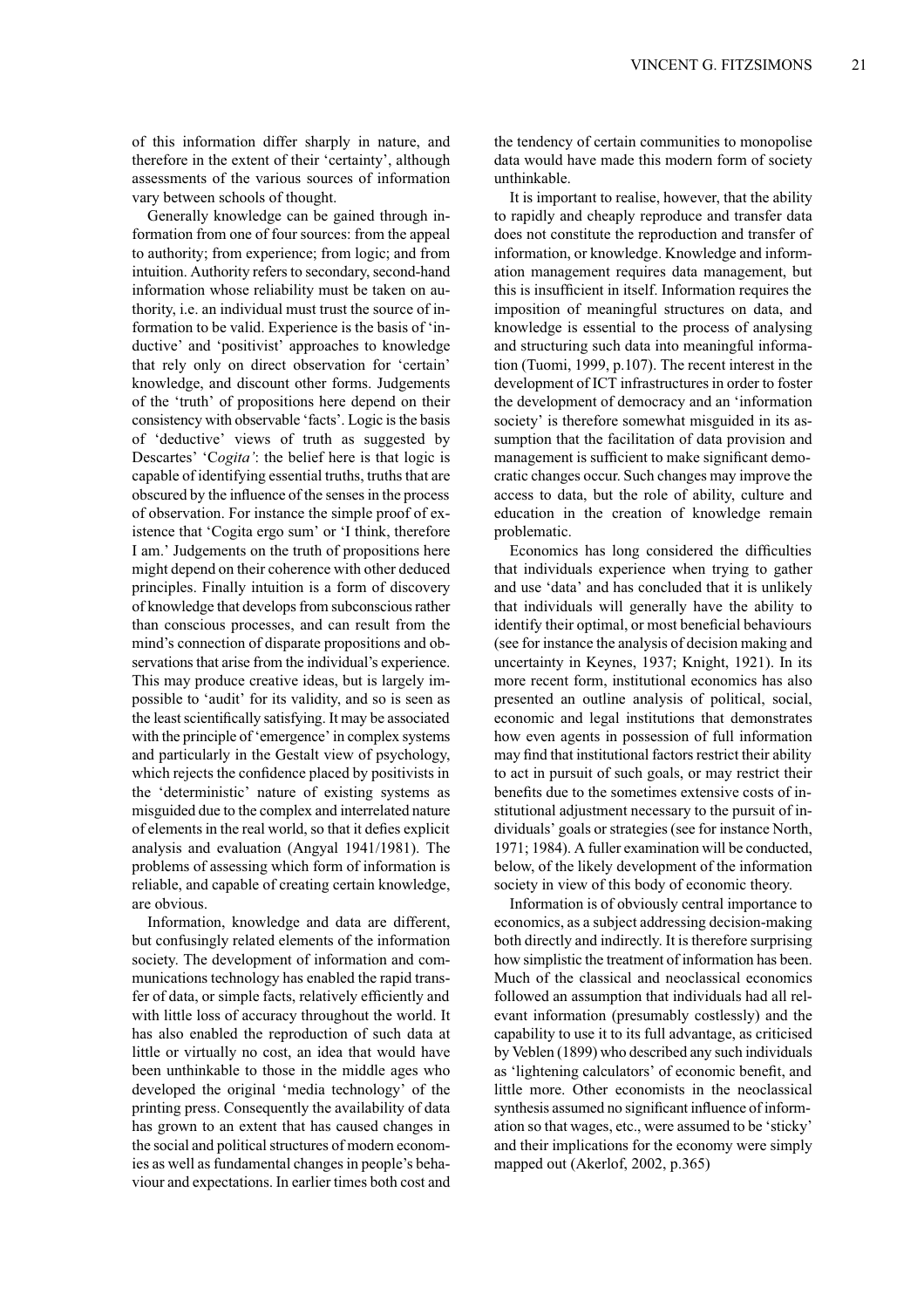of this information differ sharply in nature, and therefore in the extent of their 'certainty', although assessments of the various sources of information vary between schools of thought.

Generally knowledge can be gained through information from one of four sources: from the appeal to authority; from experience; from logic; and from intuition. Authority refers to secondary, second-hand information whose reliability must be taken on authority, i.e. an individual must trust the source of information to be valid. Experience is the basis of 'inductive' and 'positivist' approaches to knowledge that rely only on direct observation for 'certain' knowledge, and discount other forms. Judgements of the 'truth' of propositions here depend on their consistency with observable 'facts'. Logic is the basis of 'deductive' views of truth as suggested by Descartes' '*Cogita'*: the belief here is that logic is capable of identifying essential truths, truths that are obscured by the influence of the senses in the process of observation. For instance the simple proof of existence that 'Cogita ergo sum' or 'I think, therefore I am.' Judgements on the truth of propositions here might depend on their coherence with other deduced principles. Finally intuition is a form of discovery of knowledge that develops from subconscious rather than conscious processes, and can result from the mind's connection of disparate propositions and observations that arise from the individual's experience. This may produce creative ideas, but is largely impossible to 'audit' for its validity, and so is seen as the least scientifically satisfying. It may be associated with the principle of 'emergence' in complex systems and particularly in the Gestalt view of psychology, which rejects the confidence placed by positivists in the 'deterministic' nature of existing systems as misguided due to the complex and interrelated nature of elements in the real world, so that it defies explicit analysis and evaluation (Angyal 1941/1981). The problems of assessing which form of information is reliable, and capable of creating certain knowledge, are obvious.

Information, knowledge and data are different, but confusingly related elements of the information society. The development of information and communications technology has enabled the rapid transfer of data, or simple facts, relatively efficiently and with little loss of accuracy throughout the world. It has also enabled the reproduction of such data at little or virtually no cost, an idea that would have been unthinkable to those in the middle ages who developed the original 'media technology' of the printing press. Consequently the availability of data has grown to an extent that has caused changes in the social and political structures of modern economies as well as fundamental changes in people's behaviour and expectations. In earlier times both cost and the tendency of certain communities to monopolise data would have made this modern form of society unthinkable.

It is important to realise, however, that the ability to rapidly and cheaply reproduce and transfer data does not constitute the reproduction and transfer of information, or knowledge. Knowledge and information management requires data management, but this is insufficient in itself. Information requires the imposition of meaningful structures on data, and knowledge is essential to the process of analysing and structuring such data into meaningful information (Tuomi, 1999, p.107). The recent interest in the development of ICT infrastructures in order to foster the development of democracy and an 'information society' is therefore somewhat misguided in its assumption that the facilitation of data provision and management is sufficient to make significant democratic changes occur. Such changes may improve the access to data, but the role of ability, culture and education in the creation of knowledge remain problematic.

Economics has long considered the difficulties that individuals experience when trying to gather and use 'data' and has concluded that it is unlikely that individuals will generally have the ability to identify their optimal, or most beneficial behaviours (see for instance the analysis of decision making and uncertainty in Keynes, 1937; Knight, 1921). In its more recent form, institutional economics has also presented an outline analysis of political, social, economic and legal institutions that demonstrates how even agents in possession of full information may find that institutional factors restrict their ability to act in pursuit of such goals, or may restrict their benefits due to the sometimes extensive costs of institutional adjustment necessary to the pursuit of individuals' goals or strategies (see for instance North, 1971; 1984). A fuller examination will be conducted, below, of the likely development of the information society in view of this body of economic theory.

Information is of obviously central importance to economics, as a subject addressing decision-making both directly and indirectly. It is therefore surprising how simplistic the treatment of information has been. Much of the classical and neoclassical economics followed an assumption that individuals had all relevant information (presumably costlessly) and the capability to use it to its full advantage, as criticised by Veblen (1899) who described any such individuals as 'lightening calculators' of economic benefit, and little more. Other economists in the neoclassical synthesis assumed no significant influence of information so that wages, etc., were assumed to be 'sticky' and their implications for the economy were simply mapped out (Akerlof, 2002, p.365)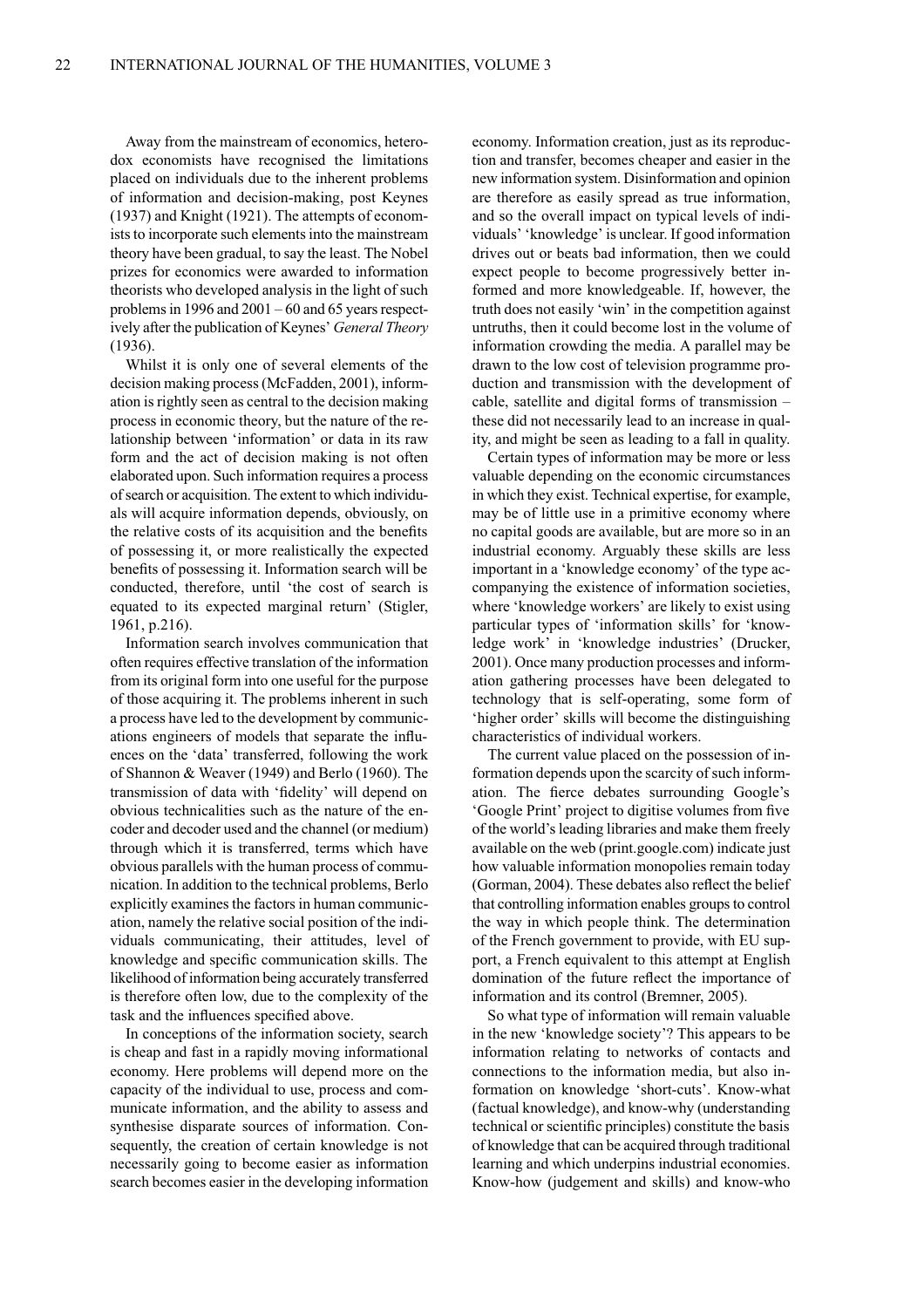Away from the mainstream of economics, heterodox economists have recognised the limitations placed on individuals due to the inherent problems of information and decision-making, post Keynes (1937) and Knight (1921). The attempts of economists to incorporate such elements into the mainstream theory have been gradual, to say the least. The Nobel prizes for economics were awarded to information theorists who developed analysis in the light of such problems in 1996 and 2001 – 60 and 65 years respectively after the publication of Keynes' *General Theory* (1936).

Whilst it is only one of several elements of the decision making process (McFadden, 2001), information is rightly seen as central to the decision making process in economic theory, but the nature of the relationship between 'information' or data in its raw form and the act of decision making is not often elaborated upon. Such information requires a process of search or acquisition. The extent to which individuals will acquire information depends, obviously, on the relative costs of its acquisition and the benefits of possessing it, or more realistically the expected benefits of possessing it. Information search will be conducted, therefore, until 'the cost of search is equated to its expected marginal return' (Stigler, 1961, p.216).

Information search involves communication that often requires effective translation of the information from its original form into one useful for the purpose of those acquiring it. The problems inherent in such a process have led to the development by communications engineers of models that separate the influences on the 'data' transferred, following the work of Shannon & Weaver (1949) and Berlo (1960). The transmission of data with 'fidelity' will depend on obvious technicalities such as the nature of the encoder and decoder used and the channel (or medium) through which it is transferred, terms which have obvious parallels with the human process of communication. In addition to the technical problems, Berlo explicitly examines the factors in human communication, namely the relative social position of the individuals communicating, their attitudes, level of knowledge and specific communication skills. The likelihood of information being accurately transferred is therefore often low, due to the complexity of the task and the influences specified above.

In conceptions of the information society, search is cheap and fast in a rapidly moving informational economy. Here problems will depend more on the capacity of the individual to use, process and communicate information, and the ability to assess and synthesise disparate sources of information. Consequently, the creation of certain knowledge is not necessarily going to become easier as information search becomes easier in the developing information economy. Information creation, just as its reproduction and transfer, becomes cheaper and easier in the new information system. Disinformation and opinion are therefore as easily spread as true information, and so the overall impact on typical levels of individuals' 'knowledge' is unclear. If good information drives out or beats bad information, then we could expect people to become progressively better informed and more knowledgeable. If, however, the truth does not easily 'win' in the competition against untruths, then it could become lost in the volume of information crowding the media. A parallel may be drawn to the low cost of television programme production and transmission with the development of cable, satellite and digital forms of transmission – these did not necessarily lead to an increase in quality, and might be seen as leading to a fall in quality.

Certain types of information may be more or less valuable depending on the economic circumstances in which they exist. Technical expertise, for example, may be of little use in a primitive economy where no capital goods are available, but are more so in an industrial economy. Arguably these skills are less important in a 'knowledge economy' of the type accompanying the existence of information societies, where 'knowledge workers' are likely to exist using particular types of 'information skills' for 'knowledge work' in 'knowledge industries' (Drucker, 2001). Once many production processes and information gathering processes have been delegated to technology that is self-operating, some form of 'higher order' skills will become the distinguishing characteristics of individual workers.

The current value placed on the possession of information depends upon the scarcity of such information. The fierce debates surrounding Google's 'Google Print' project to digitise volumes from five of the world's leading libraries and make them freely available on the web (print.google.com) indicate just how valuable information monopolies remain today (Gorman, 2004). These debates also reflect the belief that controlling information enables groups to control the way in which people think. The determination of the French government to provide, with EU support, a French equivalent to this attempt at English domination of the future reflect the importance of information and its control (Bremner, 2005).

So what type of information will remain valuable in the new 'knowledge society'? This appears to be information relating to networks of contacts and connections to the information media, but also information on knowledge 'short-cuts'. Know-what (factual knowledge), and know-why (understanding technical or scientific principles) constitute the basis of knowledge that can be acquired through traditional learning and which underpins industrial economies. Know-how (judgement and skills) and know-who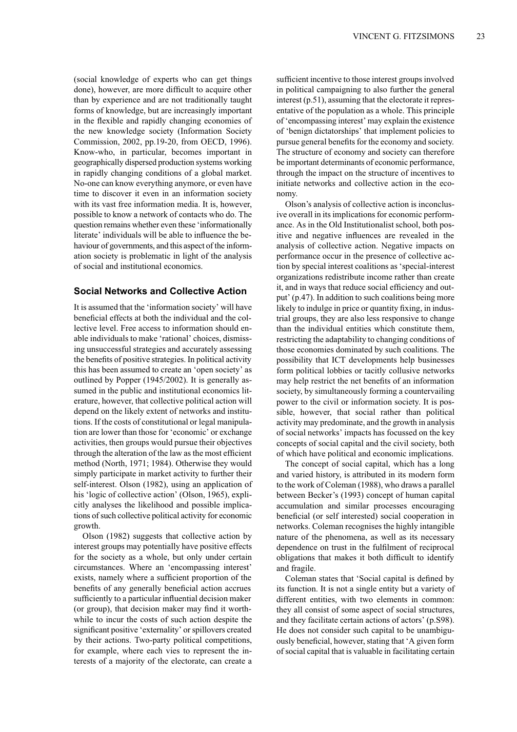(social knowledge of experts who can get things done), however, are more difficult to acquire other than by experience and are not traditionally taught forms of knowledge, but are increasingly important in the flexible and rapidly changing economies of the new knowledge society (Information Society Commission, 2002, pp.19-20, from OECD, 1996). Know-who, in particular, becomes important in geographically dispersed production systems working in rapidly changing conditions of a global market. No-one can know everything anymore, or even have time to discover it even in an information society with its vast free information media. It is, however, possible to know a network of contacts who do. The question remains whether even these 'informationally literate' individuals will be able to influence the behaviour of governments, and this aspect of the information society is problematic in light of the analysis of social and institutional economics.

## Social Networks and Collective Action

It is assumed that the 'information society' will have beneficial effects at both the individual and the collective level. Free access to information should enable individuals to make 'rational' choices, dismissing unsuccessful strategies and accurately assessing the benefits of positive strategies. In political activity this has been assumed to create an 'open society' as outlined by Popper (1945/2002). It is generally assumed in the public and institutional economics literature, however, that collective political action will depend on the likely extent of networks and institutions. If the costs of constitutional or legal manipulation are lower than those for 'economic' or exchange activities, then groups would pursue their objectives through the alteration of the law as the most efficient method (North, 1971; 1984). Otherwise they would simply participate in market activity to further their self-interest. Olson (1982), using an application of his 'logic of collective action' (Olson, 1965), explicitly analyses the likelihood and possible implications of such collective political activity for economic growth.

Olson (1982) suggests that collective action by interest groups may potentially have positive effects for the society as a whole, but only under certain circumstances. Where an 'encompassing interest' exists, namely where a sufficient proportion of the benefits of any generally beneficial action accrues sufficiently to a particular influential decision maker (or group), that decision maker may find it worthwhile to incur the costs of such action despite the significant positive 'externality' or spillovers created by their actions. Two-party political competitions, for example, where each vies to represent the interests of a majority of the electorate, can create a sufficient incentive to those interest groups involved in political campaigning to also further the general interest (p.51), assuming that the electorate it representative of the population as a whole. This principle of 'encompassing interest' may explain the existence of 'benign dictatorships' that implement policies to pursue general benefits for the economy and society. The structure of economy and society can therefore be important determinants of economic performance, through the impact on the structure of incentives to initiate networks and collective action in the economy.

Olson's analysis of collective action is inconclusive overall in its implications for economic performance. As in the Old Institutionalist school, both positive and negative influences are revealed in the analysis of collective action. Negative impacts on performance occur in the presence of collective action by special interest coalitions as 'special-interest organizations redistribute income rather than create it, and in ways that reduce social efficiency and output' (p.47). In addition to such coalitions being more likely to indulge in price or quantity fixing, in industrial groups, they are also less responsive to change than the individual entities which constitute them, restricting the adaptability to changing conditions of those economies dominated by such coalitions. The possibility that ICT developments help businesses form political lobbies or tacitly collusive networks may help restrict the net benefits of an information society, by simultaneously forming a countervailing power to the civil or information society. It is possible, however, that social rather than political activity may predominate, and the growth in analysis of social networks' impacts has focussed on the key concepts of social capital and the civil society, both of which have political and economic implications.

The concept of social capital, which has a long and varied history, is attributed in its modern form to the work of Coleman (1988), who draws a parallel between Becker's (1993) concept of human capital accumulation and similar processes encouraging beneficial (or self interested) social cooperation in networks. Coleman recognises the highly intangible nature of the phenomena, as well as its necessary dependence on trust in the fulfilment of reciprocal obligations that makes it both difficult to identify and fragile.

Coleman states that 'Social capital is defined by its function. It is not a single entity but a variety of different entities, with two elements in common: they all consist of some aspect of social structures, and they facilitate certain actions of actors' (p.S98). He does not consider such capital to be unambiguously beneficial, however, stating that 'A given form of social capital that is valuable in facilitating certain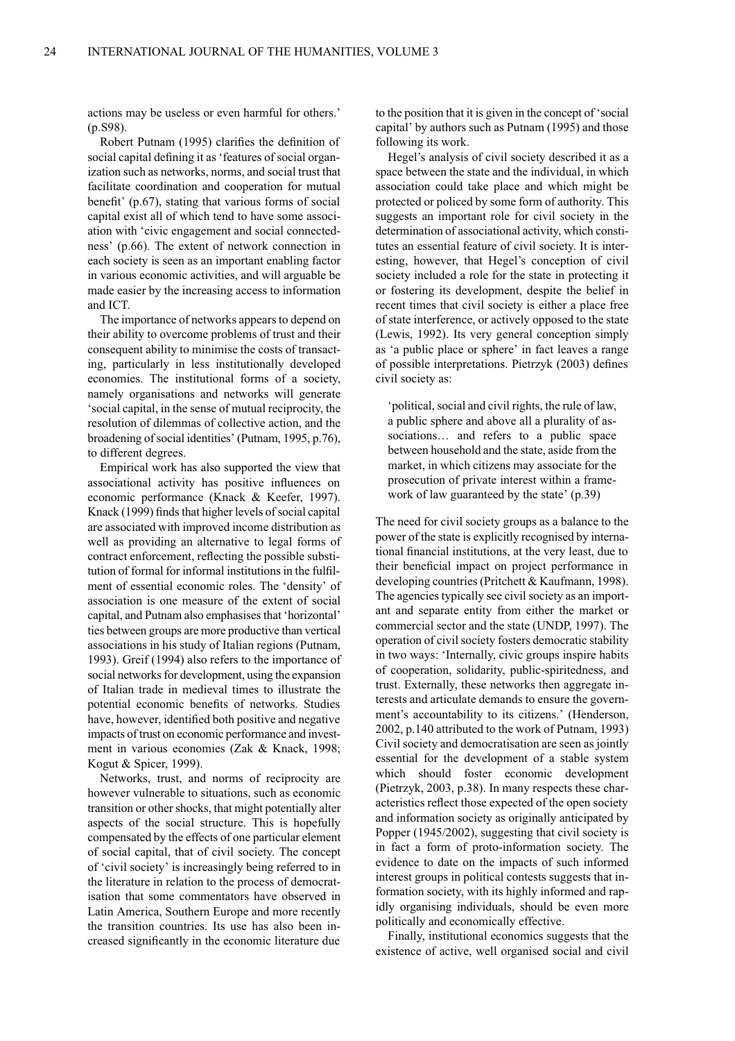actions may be useless or even harmful for others.' (p.S98).

Robert Putnam (1995) clarifies the definition of social capital defining it as 'features of social organization such as networks, norms, and social trust that facilitate coordination and cooperation for mutual benefit' (p.67), stating that various forms of social capital exist all of which tend to have some association with 'civic engagement and social connectedness' (p.66). The extent of network connection in each society is seen as an important enabling factor in various economic activities, and will arguable be made easier by the increasing access to information and ICT.

The importance of networks appears to depend on their ability to overcome problems of trust and their consequent ability to minimise the costs of transacting, particularly in less institutionally developed economies. The institutional forms of a society, namely organisations and networks will generate 'social capital, in the sense of mutual reciprocity, the resolution of dilemmas of collective action, and the broadening of social identities' (Putnam, 1995, p.76), to different degrees.

Empirical work has also supported the view that associational activity has positive influences on economic performance (Knack & Keefer, 1997). Knack (1999) finds that higher levels of social capital are associated with improved income distribution as well as providing an alternative to legal forms of contract enforcement, reflecting the possible substitution of formal for informal institutions in the fulfilment of essential economic roles. The 'density' of association is one measure of the extent of social capital, and Putnam also emphasises that 'horizontal' ties between groups are more productive than vertical associations in his study of Italian regions (Putnam, 1993). Greif (1994) also refers to the importance of social networks for development, using the expansion of Italian trade in medieval times to illustrate the potential economic benefits of networks. Studies have, however, identified both positive and negative impacts of trust on economic performance and investment in various economies (Zak & Knack, 1998; Kogut & Spicer, 1999).

Networks, trust, and norms of reciprocity are however vulnerable to situations, such as economic transition or other shocks, that might potentially alter aspects of the social structure. This is hopefully compensated by the effects of one particular element of social capital, that of civil society. The concept of 'civil society' is increasingly being referred to in the literature in relation to the process of democratisation that some commentators have observed in Latin America, Southern Europe and more recently the transition countries. Its use has also been increased significantly in the economic literature due to the position that it is given in the concept of 'social capital' by authors such as Putnam (1995) and those following its work.

Hegel's analysis of civil society described it as a space between the state and the individual, in which association could take place and which might be protected or policed by some form of authority. This suggests an important role for civil society in the determination of associational activity, which constitutes an essential feature of civil society. It is interesting, however, that Hegel's conception of civil society included a role for the state in protecting it or fostering its development, despite the belief in recent times that civil society is either a place free of state interference, or actively opposed to the state (Lewis, 1992). Its very general conception simply as 'a public place or sphere' in fact leaves a range of possible interpretations. Pietrzyk (2003) defines civil society as:

> 'political, social and civil rights, the rule of law, a public sphere and above all a plurality of associations… and refers to a public space between household and the state, aside from the market, in which citizens may associate for the prosecution of private interest within a framework of law guaranteed by the state' (p.39)

The need for civil society groups as a balance to the power of the state is explicitly recognised by international financial institutions, at the very least, due to their beneficial impact on project performance in developing countries (Pritchett & Kaufmann, 1998). The agencies typically see civil society as an important and separate entity from either the market or commercial sector and the state (UNDP, 1997). The operation of civil society fosters democratic stability in two ways: 'Internally, civic groups inspire habits of cooperation, solidarity, public-spiritedness, and trust. Externally, these networks then aggregate interests and articulate demands to ensure the government's accountability to its citizens.' (Henderson, 2002, p.140 attributed to the work of Putnam, 1993) Civil society and democratisation are seen as jointly essential for the development of a stable system which should foster economic development (Pietrzyk, 2003, p.38). In many respects these characteristics reflect those expected of the open society and information society as originally anticipated by Popper (1945/2002), suggesting that civil society is in fact a form of proto-information society. The evidence to date on the impacts of such informed interest groups in political contests suggests that information society, with its highly informed and rapidly organising individuals, should be even more politically and economically effective.

Finally, institutional economics suggests that the existence of active, well organised social and civil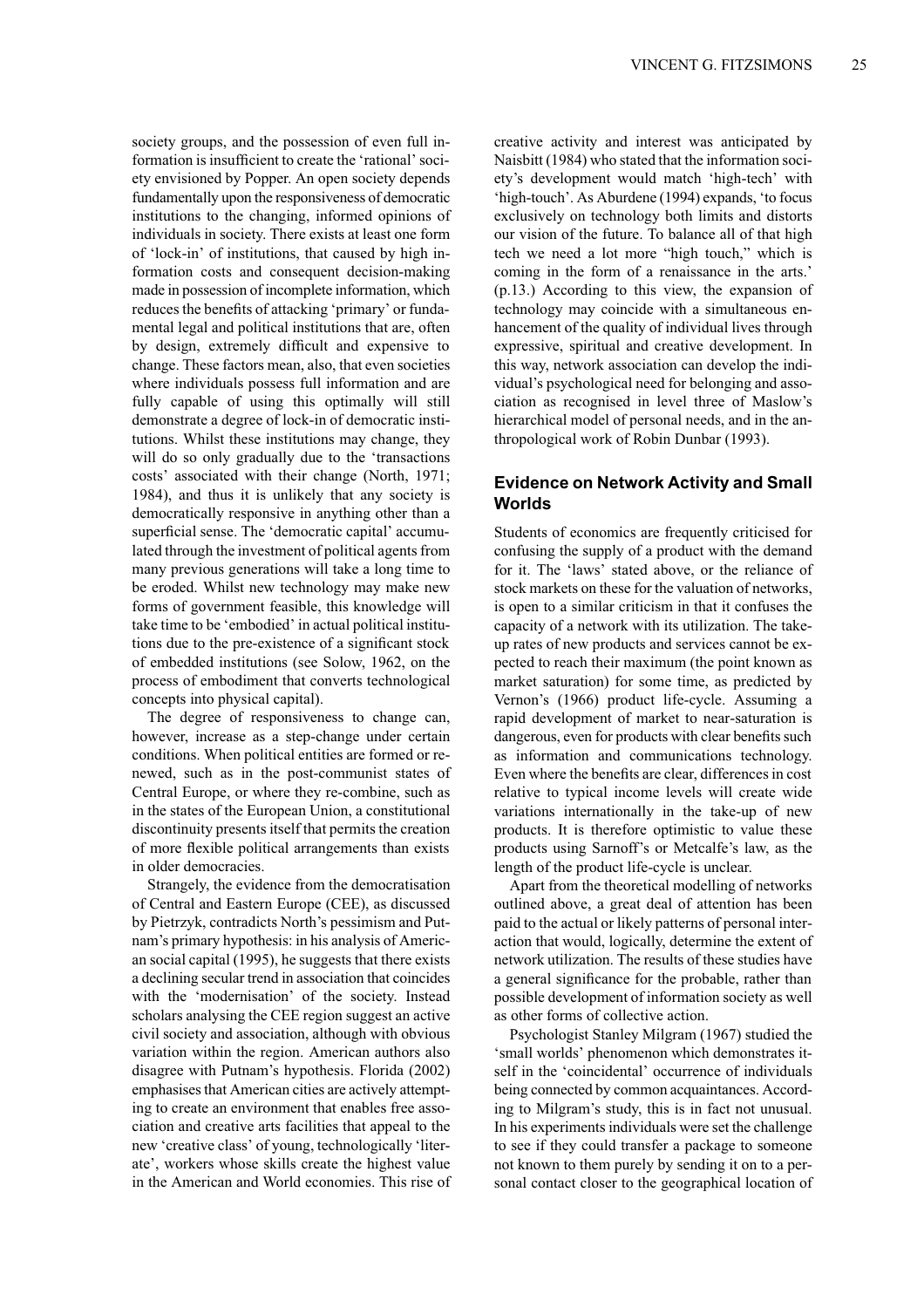society groups, and the possession of even full information is insufficient to create the 'rational' society envisioned by Popper. An open society depends fundamentally upon the responsiveness of democratic institutions to the changing, informed opinions of individuals in society. There exists at least one form of 'lock-in' of institutions, that caused by high information costs and consequent decision-making made in possession of incomplete information, which reduces the benefits of attacking 'primary' or fundamental legal and political institutions that are, often by design, extremely difficult and expensive to change. These factors mean, also, that even societies where individuals possess full information and are fully capable of using this optimally will still demonstrate a degree of lock-in of democratic institutions. Whilst these institutions may change, they will do so only gradually due to the 'transactions costs' associated with their change (North, 1971; 1984), and thus it is unlikely that any society is democratically responsive in anything other than a superficial sense. The 'democratic capital' accumulated through the investment of political agents from many previous generations will take a long time to be eroded. Whilst new technology may make new forms of government feasible, this knowledge will take time to be 'embodied' in actual political institutions due to the pre-existence of a significant stock of embedded institutions (see Solow, 1962, on the process of embodiment that converts technological concepts into physical capital).

The degree of responsiveness to change can, however, increase as a step-change under certain conditions. When political entities are formed or renewed, such as in the post-communist states of Central Europe, or where they re-combine, such as in the states of the European Union, a constitutional discontinuity presents itself that permits the creation of more flexible political arrangements than exists in older democracies.

Strangely, the evidence from the democratisation of Central and Eastern Europe (CEE), as discussed by Pietrzyk, contradicts North's pessimism and Putnam's primary hypothesis: in his analysis of American social capital (1995), he suggests that there exists a declining secular trend in association that coincides with the 'modernisation' of the society. Instead scholars analysing the CEE region suggest an active civil society and association, although with obvious variation within the region. American authors also disagree with Putnam's hypothesis. Florida (2002) emphasises that American cities are actively attempting to create an environment that enables free association and creative arts facilities that appeal to the new 'creative class' of young, technologically 'literate', workers whose skills create the highest value in the American and World economies. This rise of creative activity and interest was anticipated by Naisbitt (1984) who stated that the information society's development would match 'high-tech' with 'high-touch'. As Aburdene (1994) expands, 'to focus exclusively on technology both limits and distorts our vision of the future. To balance all of that high tech we need a lot more "high touch," which is coming in the form of a renaissance in the arts.' (p.13.) According to this view, the expansion of technology may coincide with a simultaneous enhancement of the quality of individual lives through expressive, spiritual and creative development. In this way, network association can develop the individual's psychological need for belonging and association as recognised in level three of Maslow's hierarchical model of personal needs, and in the anthropological work of Robin Dunbar (1993).

## Evidence on Network Activity and Small Worlds

Students of economics are frequently criticised for confusing the supply of a product with the demand for it. The 'laws' stated above, or the reliance of stock markets on these for the valuation of networks, is open to a similar criticism in that it confuses the capacity of a network with its utilization. The take-up rates of new products and services cannot be expected to reach their maximum (the point known as market saturation) for some time, as predicted by Vernon's (1966) product life-cycle. Assuming a rapid development of market to near-saturation is dangerous, even for products with clear benefits such as information and communications technology. Even where the benefits are clear, differences in cost relative to typical income levels will create wide variations internationally in the take-up of new products. It is therefore optimistic to value these products using Sarnoff's or Metcalfe's law, as the length of the product life-cycle is unclear.

Apart from the theoretical modelling of networks outlined above, a great deal of attention has been paid to the actual or likely patterns of personal interaction that would, logically, determine the extent of network utilization. The results of these studies have a general significance for the probable, rather than possible development of information society as well as other forms of collective action.

Psychologist Stanley Milgram (1967) studied the 'small worlds' phenomenon which demonstrates itself in the 'coincidental' occurrence of individuals being connected by common acquaintances. According to Milgram's study, this is in fact not unusual. In his experiments individuals were set the challenge to see if they could transfer a package to someone not known to them purely by sending it on to a personal contact closer to the geographical location of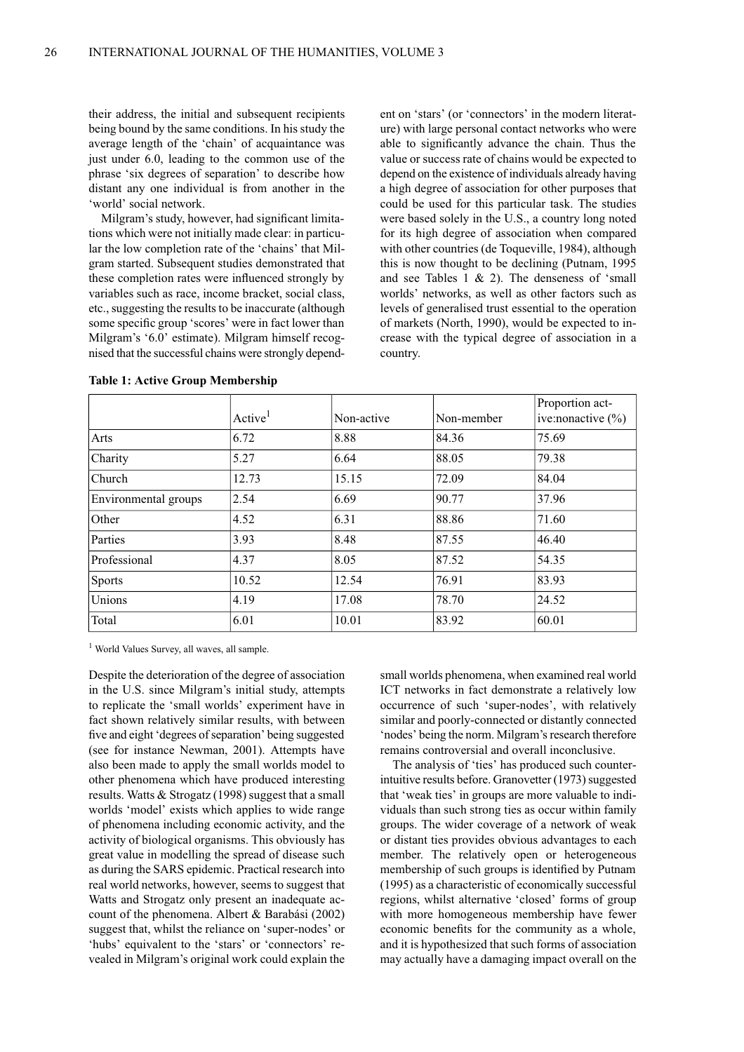their address, the initial and subsequent recipients being bound by the same conditions. In his study the average length of the 'chain' of acquaintance was just under 6.0, leading to the common use of the phrase 'six degrees of separation' to describe how distant any one individual is from another in the 'world' social network.

Milgram's study, however, had significant limitations which were not initially made clear: in particular the low completion rate of the 'chains' that Milgram started. Subsequent studies demonstrated that these completion rates were influenced strongly by variables such as race, income bracket, social class, etc., suggesting the results to be inaccurate (although some specific group 'scores' were in fact lower than Milgram's '6.0' estimate). Milgram himself recognised that the successful chains were strongly dependent on 'stars' (or 'connectors' in the modern literature) with large personal contact networks who were able to significantly advance the chain. Thus the value or success rate of chains would be expected to depend on the existence of individuals already having a high degree of association for other purposes that could be used for this particular task. The studies were based solely in the U.S., a country long noted for its high degree of association when compared with other countries (de Toqueville, 1984), although this is now thought to be declining (Putnam, 1995 and see Tables 1 & 2). The denseness of 'small worlds' networks, as well as other factors such as levels of generalised trust essential to the operation of markets (North, 1990), would be expected to increase with the typical degree of association in a country.

**Table 1: Active Group Membership**

| | Active[1] | Non-active | Non-member | Proportion active:nonactive (%) |
|---|---|---|---|---|
| Arts | 6.72 | 8.88 | 84.36 | 75.69 |
| Charity | 5.27 | 6.64 | 88.05 | 79.38 |
| Church | 12.73 | 15.15 | 72.09 | 84.04 |
| Environmental groups | 2.54 | 6.69 | 90.77 | 37.96 |
| Other | 4.52 | 6.31 | 88.86 | 71.60 |
| Parties | 3.93 | 8.48 | 87.55 | 46.40 |
| Professional | 4.37 | 8.05 | 87.52 | 54.35 |
| Sports | 10.52 | 12.54 | 76.91 | 83.93 |
| Unions | 4.19 | 17.08 | 78.70 | 24.52 |
| Total | 6.01 | 10.01 | 83.92 | 60.01 |

[1] World Values Survey, all waves, all sample.

Despite the deterioration of the degree of association in the U.S. since Milgram's initial study, attempts to replicate the 'small worlds' experiment have in fact shown relatively similar results, with between five and eight 'degrees of separation' being suggested (see for instance Newman, 2001). Attempts have also been made to apply the small worlds model to other phenomena which have produced interesting results. Watts & Strogatz (1998) suggest that a small worlds 'model' exists which applies to wide range of phenomena including economic activity, and the activity of biological organisms. This obviously has great value in modelling the spread of disease such as during the SARS epidemic. Practical research into real world networks, however, seems to suggest that Watts and Strogatz only present an inadequate account of the phenomena. Albert & Barabási (2002) suggest that, whilst the reliance on 'super-nodes' or 'hubs' equivalent to the 'stars' or 'connectors' revealed in Milgram's original work could explain the small worlds phenomena, when examined real world ICT networks in fact demonstrate a relatively low occurrence of such 'super-nodes', with relatively similar and poorly-connected or distantly connected 'nodes' being the norm. Milgram's research therefore remains controversial and overall inconclusive.

The analysis of 'ties' has produced such counter-intuitive results before. Granovetter (1973) suggested that 'weak ties' in groups are more valuable to individuals than such strong ties as occur within family groups. The wider coverage of a network of weak or distant ties provides obvious advantages to each member. The relatively open or heterogeneous membership of such groups is identified by Putnam (1995) as a characteristic of economically successful regions, whilst alternative 'closed' forms of group with more homogeneous membership have fewer economic benefits for the community as a whole, and it is hypothesized that such forms of association may actually have a damaging impact overall on the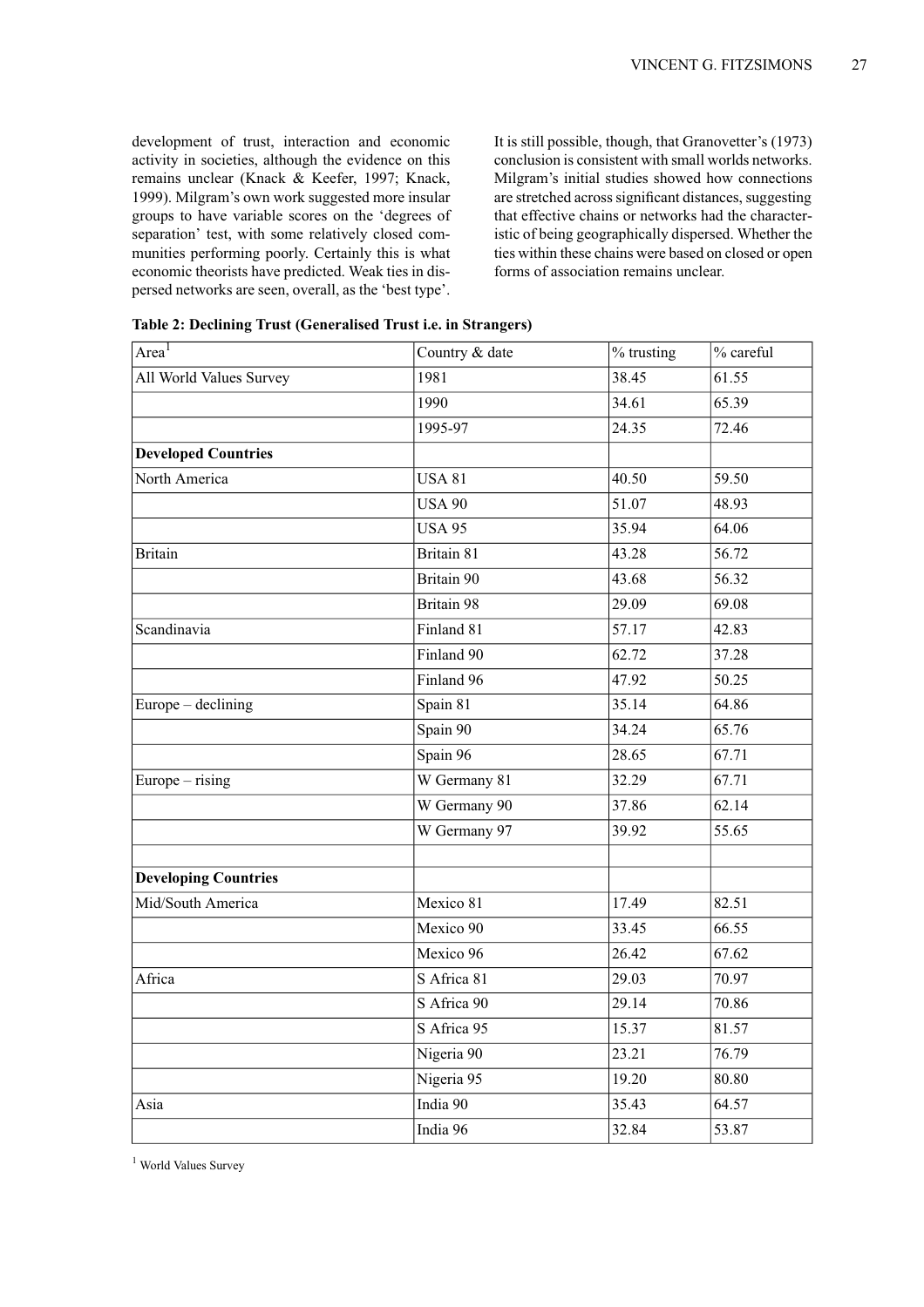development of trust, interaction and economic activity in societies, although the evidence on this remains unclear (Knack & Keefer, 1997; Knack, 1999). Milgram's own work suggested more insular groups to have variable scores on the 'degrees of separation' test, with some relatively closed communities performing poorly. Certainly this is what economic theorists have predicted. Weak ties in dispersed networks are seen, overall, as the 'best type'.

It is still possible, though, that Granovetter's (1973) conclusion is consistent with small worlds networks. Milgram's initial studies showed how connections are stretched across significant distances, suggesting that effective chains or networks had the characteristic of being geographically dispersed. Whether the ties within these chains were based on closed or open forms of association remains unclear.

**Table 2: Declining Trust (Generalised Trust i.e. in Strangers)**

| Area[1] | Country & date | % trusting | % careful |
|---|---|---|---|
| All World Values Survey | 1981 | 38.45 | 61.55 |
| | 1990 | 34.61 | 65.39 |
| | 1995-97 | 24.35 | 72.46 |
| **Developed Countries** | | | |
| North America | USA 81 | 40.50 | 59.50 |
| | USA 90 | 51.07 | 48.93 |
| | USA 95 | 35.94 | 64.06 |
| Britain | Britain 81 | 43.28 | 56.72 |
| | Britain 90 | 43.68 | 56.32 |
| | Britain 98 | 29.09 | 69.08 |
| Scandinavia | Finland 81 | 57.17 | 42.83 |
| | Finland 90 | 62.72 | 37.28 |
| | Finland 96 | 47.92 | 50.25 |
| Europe – declining | Spain 81 | 35.14 | 64.86 |
| | Spain 90 | 34.24 | 65.76 |
| | Spain 96 | 28.65 | 67.71 |
| Europe – rising | W Germany 81 | 32.29 | 67.71 |
| | W Germany 90 | 37.86 | 62.14 |
| | W Germany 97 | 39.92 | 55.65 |
| | | | |
| **Developing Countries** | | | |
| Mid/South America | Mexico 81 | 17.49 | 82.51 |
| | Mexico 90 | 33.45 | 66.55 |
| | Mexico 96 | 26.42 | 67.62 |
| Africa | S Africa 81 | 29.03 | 70.97 |
| | S Africa 90 | 29.14 | 70.86 |
| | S Africa 95 | 15.37 | 81.57 |
| | Nigeria 90 | 23.21 | 76.79 |
| | Nigeria 95 | 19.20 | 80.80 |
| Asia | India 90 | 35.43 | 64.57 |
| | India 96 | 32.84 | 53.87 |

[1] World Values Survey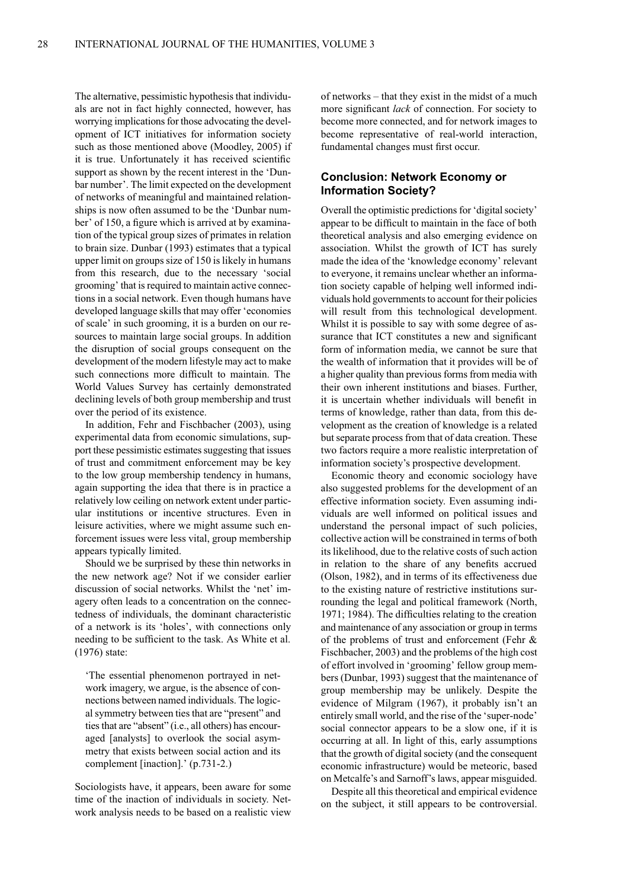The alternative, pessimistic hypothesis that individuals are not in fact highly connected, however, has worrying implications for those advocating the development of ICT initiatives for information society such as those mentioned above (Moodley, 2005) if it is true. Unfortunately it has received scientific support as shown by the recent interest in the 'Dunbar number'. The limit expected on the development of networks of meaningful and maintained relationships is now often assumed to be the 'Dunbar number' of 150, a figure which is arrived at by examination of the typical group sizes of primates in relation to brain size. Dunbar (1993) estimates that a typical upper limit on groups size of 150 is likely in humans from this research, due to the necessary 'social grooming' that is required to maintain active connections in a social network. Even though humans have developed language skills that may offer 'economies of scale' in such grooming, it is a burden on our resources to maintain large social groups. In addition the disruption of social groups consequent on the development of the modern lifestyle may act to make such connections more difficult to maintain. The World Values Survey has certainly demonstrated declining levels of both group membership and trust over the period of its existence.

In addition, Fehr and Fischbacher (2003), using experimental data from economic simulations, support these pessimistic estimates suggesting that issues of trust and commitment enforcement may be key to the low group membership tendency in humans, again supporting the idea that there is in practice a relatively low ceiling on network extent under particular institutions or incentive structures. Even in leisure activities, where we might assume such enforcement issues were less vital, group membership appears typically limited.

Should we be surprised by these thin networks in the new network age? Not if we consider earlier discussion of social networks. Whilst the 'net' imagery often leads to a concentration on the connectedness of individuals, the dominant characteristic of a network is its 'holes', with connections only needing to be sufficient to the task. As White et al. (1976) state:

> 'The essential phenomenon portrayed in network imagery, we argue, is the absence of connections between named individuals. The logical symmetry between ties that are "present" and ties that are "absent" (i.e., all others) has encouraged [analysts] to overlook the social asymmetry that exists between social action and its complement [inaction].' (p.731-2.)

Sociologists have, it appears, been aware for some time of the inaction of individuals in society. Network analysis needs to be based on a realistic view of networks – that they exist in the midst of a much more significant *lack* of connection. For society to become more connected, and for network images to become representative of real-world interaction, fundamental changes must first occur.

## Conclusion: Network Economy or Information Society?

Overall the optimistic predictions for 'digital society' appear to be difficult to maintain in the face of both theoretical analysis and also emerging evidence on association. Whilst the growth of ICT has surely made the idea of the 'knowledge economy' relevant to everyone, it remains unclear whether an information society capable of helping well informed individuals hold governments to account for their policies will result from this technological development. Whilst it is possible to say with some degree of assurance that ICT constitutes a new and significant form of information media, we cannot be sure that the wealth of information that it provides will be of a higher quality than previous forms from media with their own inherent institutions and biases. Further, it is uncertain whether individuals will benefit in terms of knowledge, rather than data, from this development as the creation of knowledge is a related but separate process from that of data creation. These two factors require a more realistic interpretation of information society's prospective development.

Economic theory and economic sociology have also suggested problems for the development of an effective information society. Even assuming individuals are well informed on political issues and understand the personal impact of such policies, collective action will be constrained in terms of both its likelihood, due to the relative costs of such action in relation to the share of any benefits accrued (Olson, 1982), and in terms of its effectiveness due to the existing nature of restrictive institutions surrounding the legal and political framework (North, 1971; 1984). The difficulties relating to the creation and maintenance of any association or group in terms of the problems of trust and enforcement (Fehr & Fischbacher, 2003) and the problems of the high cost of effort involved in 'grooming' fellow group members (Dunbar, 1993) suggest that the maintenance of group membership may be unlikely. Despite the evidence of Milgram (1967), it probably isn't an entirely small world, and the rise of the 'super-node' social connector appears to be a slow one, if it is occurring at all. In light of this, early assumptions that the growth of digital society (and the consequent economic infrastructure) would be meteoric, based on Metcalfe's and Sarnoff's laws, appear misguided.

Despite all this theoretical and empirical evidence on the subject, it still appears to be controversial.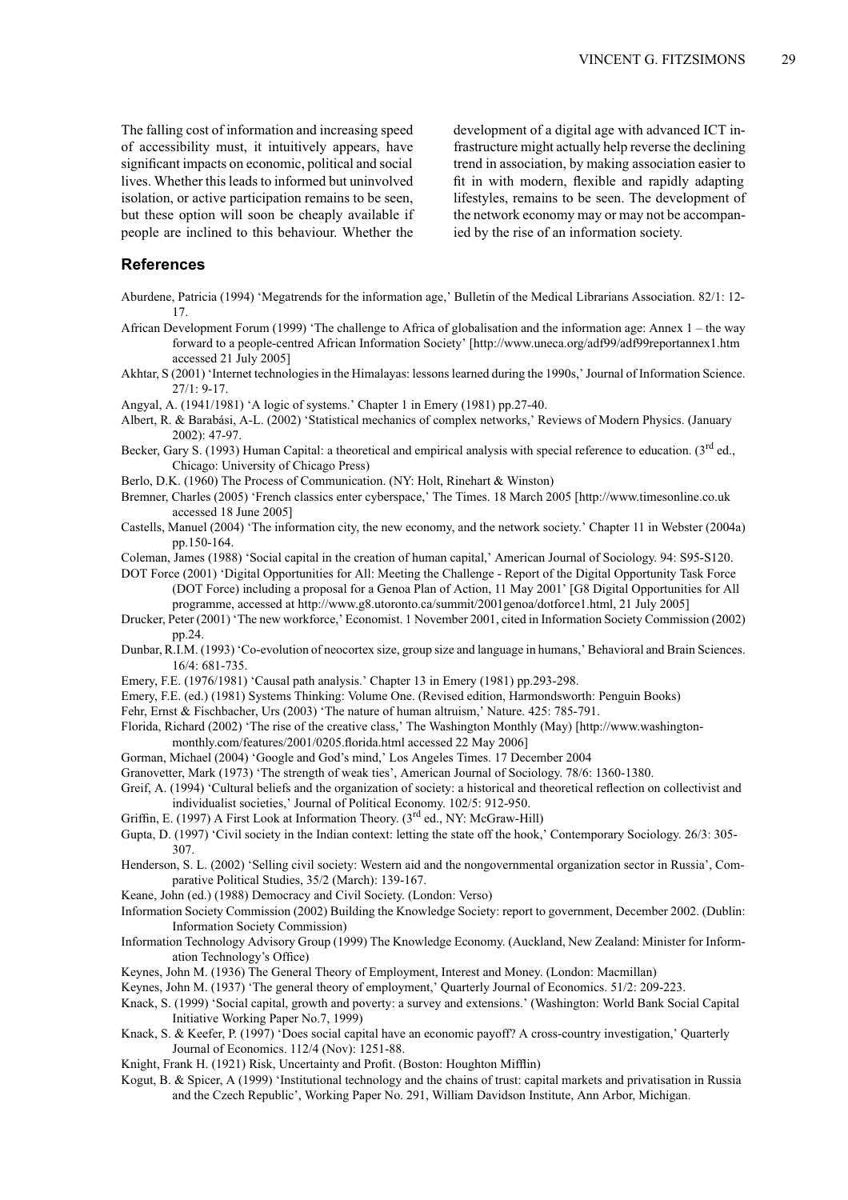The falling cost of information and increasing speed of accessibility must, it intuitively appears, have significant impacts on economic, political and social lives. Whether this leads to informed but uninvolved isolation, or active participation remains to be seen, but these option will soon be cheaply available if people are inclined to this behaviour. Whether the development of a digital age with advanced ICT infrastructure might actually help reverse the declining trend in association, by making association easier to fit in with modern, flexible and rapidly adapting lifestyles, remains to be seen. The development of the network economy may or may not be accompanied by the rise of an information society.

## References

Aburdene, Patricia (1994) 'Megatrends for the information age,' Bulletin of the Medical Librarians Association. 82/1: 12-17.

African Development Forum (1999) 'The challenge to Africa of globalisation and the information age: Annex 1 – the way forward to a people-centred African Information Society' [http://www.uneca.org/adf99/adf99reportannex1.htm accessed 21 July 2005]

Akhtar, S (2001) 'Internet technologies in the Himalayas: lessons learned during the 1990s,' Journal of Information Science. 27/1: 9-17.

Angyal, A. (1941/1981) 'A logic of systems.' Chapter 1 in Emery (1981) pp.27-40.

Albert, R. & Barabási, A-L. (2002) 'Statistical mechanics of complex networks,' Reviews of Modern Physics. (January 2002): 47-97.

Becker, Gary S. (1993) Human Capital: a theoretical and empirical analysis with special reference to education. (3rd ed., Chicago: University of Chicago Press)

Berlo, D.K. (1960) The Process of Communication. (NY: Holt, Rinehart & Winston)

Bremner, Charles (2005) 'French classics enter cyberspace,' The Times. 18 March 2005 [http://www.timesonline.co.uk accessed 18 June 2005]

Castells, Manuel (2004) 'The information city, the new economy, and the network society.' Chapter 11 in Webster (2004a) pp.150-164.

Coleman, James (1988) 'Social capital in the creation of human capital,' American Journal of Sociology. 94: S95-S120.

DOT Force (2001) 'Digital Opportunities for All: Meeting the Challenge - Report of the Digital Opportunity Task Force (DOT Force) including a proposal for a Genoa Plan of Action, 11 May 2001' [G8 Digital Opportunities for All programme, accessed at http://www.g8.utoronto.ca/summit/2001genoa/dotforce1.html, 21 July 2005]

Drucker, Peter (2001) 'The new workforce,' Economist. 1 November 2001, cited in Information Society Commission (2002) pp.24.

Dunbar, R.I.M. (1993) 'Co-evolution of neocortex size, group size and language in humans,' Behavioral and Brain Sciences. 16/4: 681-735.

Emery, F.E. (1976/1981) 'Causal path analysis.' Chapter 13 in Emery (1981) pp.293-298.

Emery, F.E. (ed.) (1981) Systems Thinking: Volume One. (Revised edition, Harmondsworth: Penguin Books)

Fehr, Ernst & Fischbacher, Urs (2003) 'The nature of human altruism,' Nature. 425: 785-791.

Florida, Richard (2002) 'The rise of the creative class,' The Washington Monthly (May) [http://www.washingtonmonthly.com/features/2001/0205.florida.html accessed 22 May 2006]

Gorman, Michael (2004) 'Google and God's mind,' Los Angeles Times. 17 December 2004

Granovetter, Mark (1973) 'The strength of weak ties', American Journal of Sociology. 78/6: 1360-1380.

Greif, A. (1994) 'Cultural beliefs and the organization of society: a historical and theoretical reflection on collectivist and individualist societies,' Journal of Political Economy. 102/5: 912-950.

Griffin, E. (1997) A First Look at Information Theory. (3rd ed., NY: McGraw-Hill)

Gupta, D. (1997) 'Civil society in the Indian context: letting the state off the hook,' Contemporary Sociology. 26/3: 305-307.

Henderson, S. L. (2002) 'Selling civil society: Western aid and the nongovernmental organization sector in Russia', Comparative Political Studies, 35/2 (March): 139-167.

Keane, John (ed.) (1988) Democracy and Civil Society. (London: Verso)

Information Society Commission (2002) Building the Knowledge Society: report to government, December 2002. (Dublin: Information Society Commission)

Information Technology Advisory Group (1999) The Knowledge Economy. (Auckland, New Zealand: Minister for Information Technology's Office)

Keynes, John M. (1936) The General Theory of Employment, Interest and Money. (London: Macmillan)

Keynes, John M. (1937) 'The general theory of employment,' Quarterly Journal of Economics. 51/2: 209-223.

Knack, S. (1999) 'Social capital, growth and poverty: a survey and extensions.' (Washington: World Bank Social Capital Initiative Working Paper No.7, 1999)

Knack, S. & Keefer, P. (1997) 'Does social capital have an economic payoff? A cross-country investigation,' Quarterly Journal of Economics. 112/4 (Nov): 1251-88.

Knight, Frank H. (1921) Risk, Uncertainty and Profit. (Boston: Houghton Mifflin)

Kogut, B. & Spicer, A (1999) 'Institutional technology and the chains of trust: capital markets and privatisation in Russia and the Czech Republic', Working Paper No. 291, William Davidson Institute, Ann Arbor, Michigan.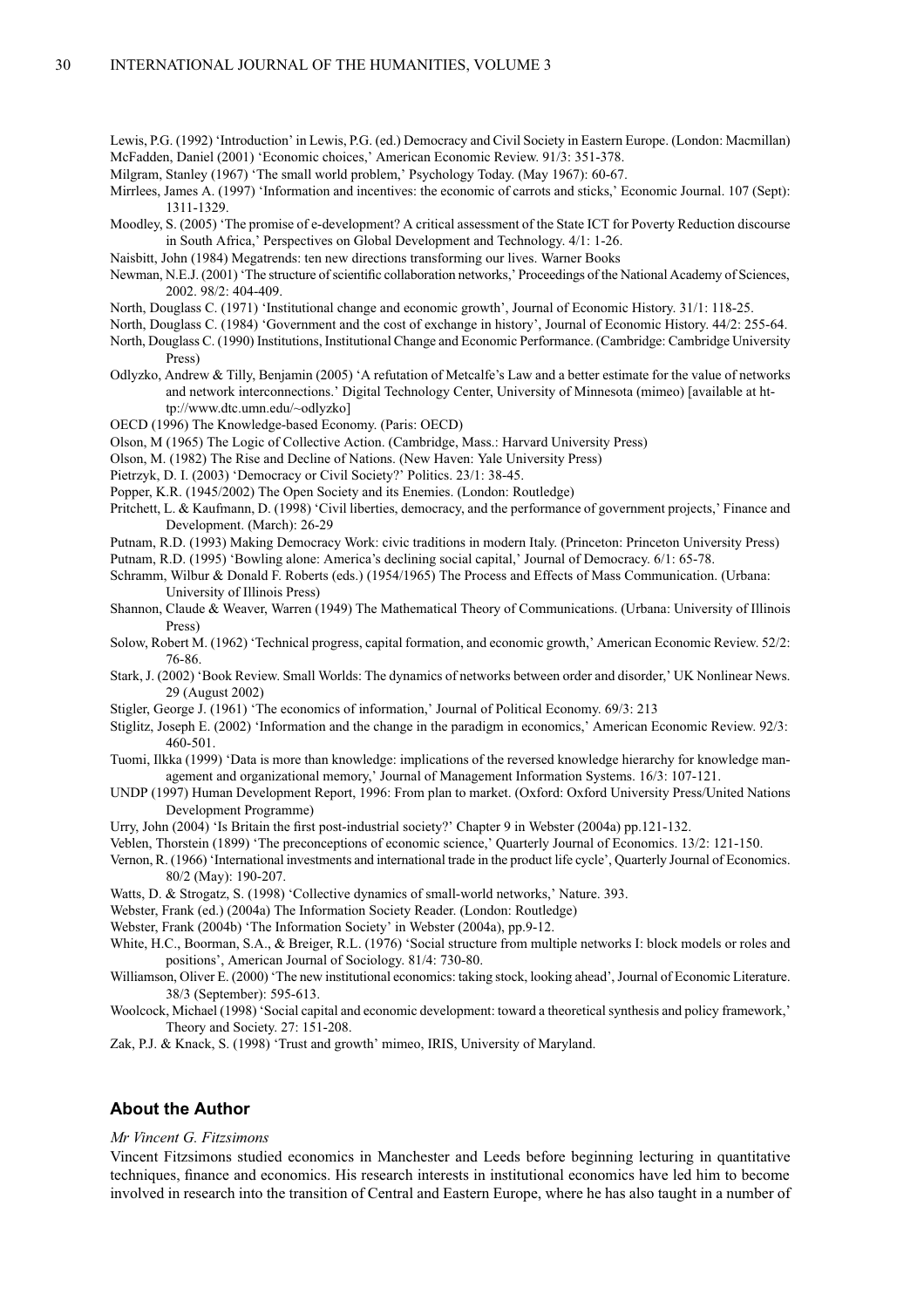Lewis, P.G. (1992) 'Introduction' in Lewis, P.G. (ed.) Democracy and Civil Society in Eastern Europe. (London: Macmillan)

McFadden, Daniel (2001) 'Economic choices,' American Economic Review. 91/3: 351-378.

Milgram, Stanley (1967) 'The small world problem,' Psychology Today. (May 1967): 60-67.

Mirrlees, James A. (1997) 'Information and incentives: the economic of carrots and sticks,' Economic Journal. 107 (Sept): 1311-1329.

Moodley, S. (2005) 'The promise of e-development? A critical assessment of the State ICT for Poverty Reduction discourse in South Africa,' Perspectives on Global Development and Technology. 4/1: 1-26.

Naisbitt, John (1984) Megatrends: ten new directions transforming our lives. Warner Books

Newman, N.E.J. (2001) 'The structure of scientific collaboration networks,' Proceedings of the National Academy of Sciences, 2002. 98/2: 404-409.

North, Douglass C. (1971) 'Institutional change and economic growth', Journal of Economic History. 31/1: 118-25.

North, Douglass C. (1984) 'Government and the cost of exchange in history', Journal of Economic History. 44/2: 255-64.

North, Douglass C. (1990) Institutions, Institutional Change and Economic Performance. (Cambridge: Cambridge University Press)

Odlyzko, Andrew & Tilly, Benjamin (2005) 'A refutation of Metcalfe's Law and a better estimate for the value of networks and network interconnections.' Digital Technology Center, University of Minnesota (mimeo) [available at http://www.dtc.umn.edu/~odlyzko]

OECD (1996) The Knowledge-based Economy. (Paris: OECD)

Olson, M (1965) The Logic of Collective Action. (Cambridge, Mass.: Harvard University Press)

Olson, M. (1982) The Rise and Decline of Nations. (New Haven: Yale University Press)

Pietrzyk, D. I. (2003) 'Democracy or Civil Society?' Politics. 23/1: 38-45.

Popper, K.R. (1945/2002) The Open Society and its Enemies. (London: Routledge)

Pritchett, L. & Kaufmann, D. (1998) 'Civil liberties, democracy, and the performance of government projects,' Finance and Development. (March): 26-29

Putnam, R.D. (1993) Making Democracy Work: civic traditions in modern Italy. (Princeton: Princeton University Press)

Putnam, R.D. (1995) 'Bowling alone: America's declining social capital,' Journal of Democracy. 6/1: 65-78.

Schramm, Wilbur & Donald F. Roberts (eds.) (1954/1965) The Process and Effects of Mass Communication. (Urbana: University of Illinois Press)

Shannon, Claude & Weaver, Warren (1949) The Mathematical Theory of Communications. (Urbana: University of Illinois Press)

Solow, Robert M. (1962) 'Technical progress, capital formation, and economic growth,' American Economic Review. 52/2: 76-86.

Stark, J. (2002) 'Book Review. Small Worlds: The dynamics of networks between order and disorder,' UK Nonlinear News. 29 (August 2002)

Stigler, George J. (1961) 'The economics of information,' Journal of Political Economy. 69/3: 213

Stiglitz, Joseph E. (2002) 'Information and the change in the paradigm in economics,' American Economic Review. 92/3: 460-501.

Tuomi, Ilkka (1999) 'Data is more than knowledge: implications of the reversed knowledge hierarchy for knowledge management and organizational memory,' Journal of Management Information Systems. 16/3: 107-121.

UNDP (1997) Human Development Report, 1996: From plan to market. (Oxford: Oxford University Press/United Nations Development Programme)

Urry, John (2004) 'Is Britain the first post-industrial society?' Chapter 9 in Webster (2004a) pp.121-132.

Veblen, Thorstein (1899) 'The preconceptions of economic science,' Quarterly Journal of Economics. 13/2: 121-150.

Vernon, R. (1966) 'International investments and international trade in the product life cycle', Quarterly Journal of Economics. 80/2 (May): 190-207.

Watts, D. & Strogatz, S. (1998) 'Collective dynamics of small-world networks,' Nature. 393.

Webster, Frank (ed.) (2004a) The Information Society Reader. (London: Routledge)

Webster, Frank (2004b) 'The Information Society' in Webster (2004a), pp.9-12.

White, H.C., Boorman, S.A., & Breiger, R.L. (1976) 'Social structure from multiple networks I: block models or roles and positions', American Journal of Sociology. 81/4: 730-80.

Williamson, Oliver E. (2000) 'The new institutional economics: taking stock, looking ahead', Journal of Economic Literature. 38/3 (September): 595-613.

Woolcock, Michael (1998) 'Social capital and economic development: toward a theoretical synthesis and policy framework,' Theory and Society. 27: 151-208.

Zak, P.J. & Knack, S. (1998) 'Trust and growth' mimeo, IRIS, University of Maryland.

## About the Author

*Mr Vincent G. Fitzsimons*

Vincent Fitzsimons studied economics in Manchester and Leeds before beginning lecturing in quantitative techniques, finance and economics. His research interests in institutional economics have led him to become involved in research into the transition of Central and Eastern Europe, where he has also taught in a number of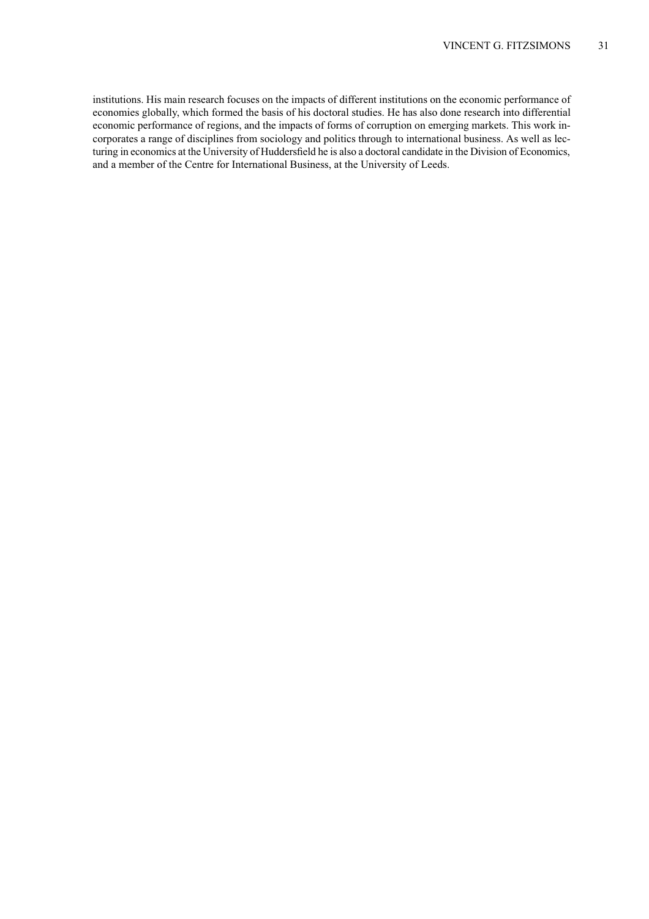institutions. His main research focuses on the impacts of different institutions on the economic performance of economies globally, which formed the basis of his doctoral studies. He has also done research into differential economic performance of regions, and the impacts of forms of corruption on emerging markets. This work incorporates a range of disciplines from sociology and politics through to international business. As well as lecturing in economics at the University of Huddersfield he is also a doctoral candidate in the Division of Economics, and a member of the Centre for International Business, at the University of Leeds.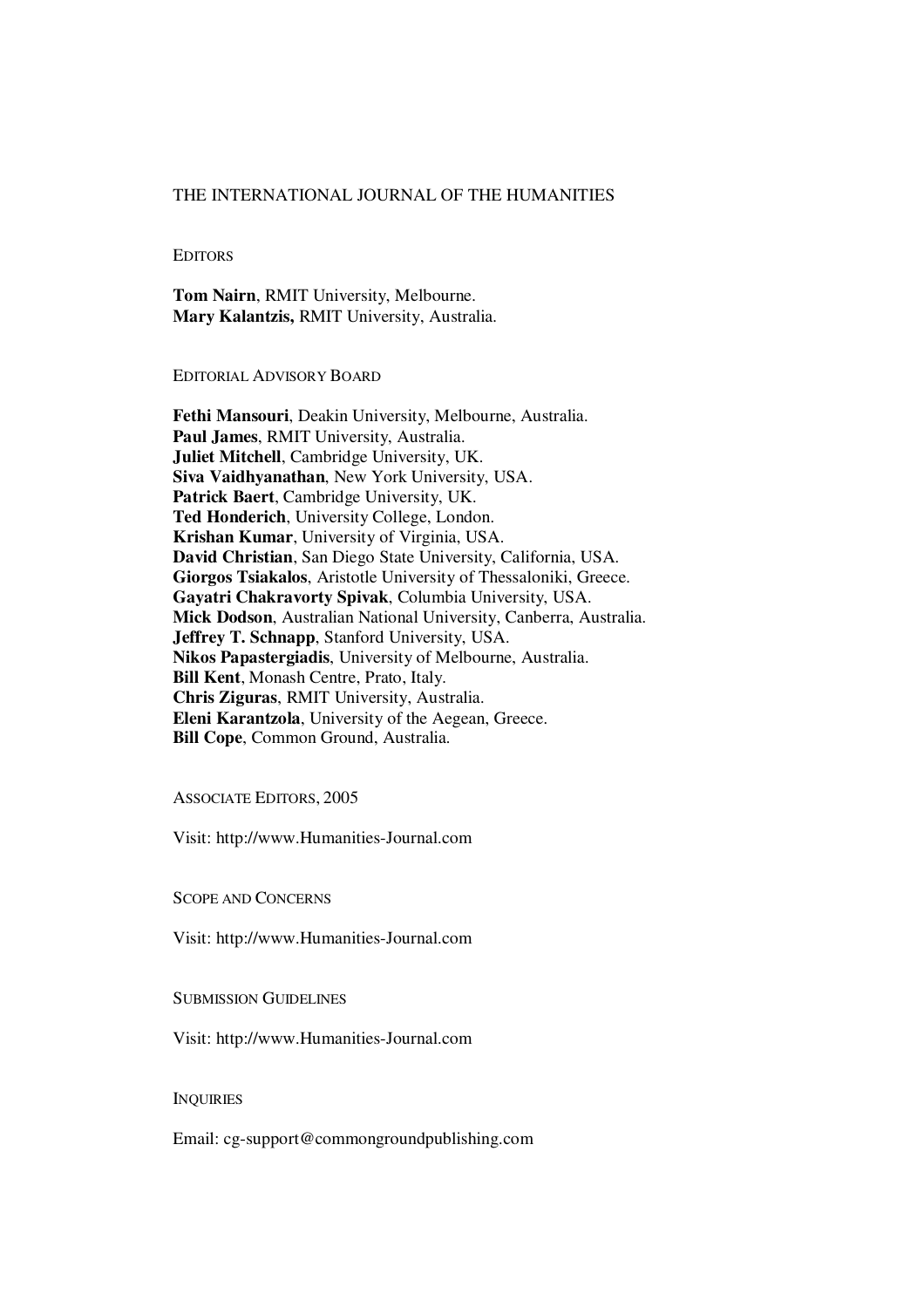# THE INTERNATIONAL JOURNAL OF THE HUMANITIES

## EDITORS

**Tom Nairn**, RMIT University, Melbourne.
**Mary Kalantzis,** RMIT University, Australia.

## EDITORIAL ADVISORY BOARD

**Fethi Mansouri**, Deakin University, Melbourne, Australia.
**Paul James**, RMIT University, Australia.
**Juliet Mitchell**, Cambridge University, UK.
**Siva Vaidhyanathan**, New York University, USA.
**Patrick Baert**, Cambridge University, UK.
**Ted Honderich**, University College, London.
**Krishan Kumar**, University of Virginia, USA.
**David Christian**, San Diego State University, California, USA.
**Giorgos Tsiakalos**, Aristotle University of Thessaloniki, Greece.
**Gayatri Chakravorty Spivak**, Columbia University, USA.
**Mick Dodson**, Australian National University, Canberra, Australia.
**Jeffrey T. Schnapp**, Stanford University, USA.
**Nikos Papastergiadis**, University of Melbourne, Australia.
**Bill Kent**, Monash Centre, Prato, Italy.
**Chris Ziguras**, RMIT University, Australia.
**Eleni Karantzola**, University of the Aegean, Greece.
**Bill Cope**, Common Ground, Australia.

## ASSOCIATE EDITORS, 2005

Visit: http://www.Humanities-Journal.com

## SCOPE AND CONCERNS

Visit: http://www.Humanities-Journal.com

## SUBMISSION GUIDELINES

Visit: http://www.Humanities-Journal.com

## INQUIRIES

Email: cg-support@commongroundpublishing.com